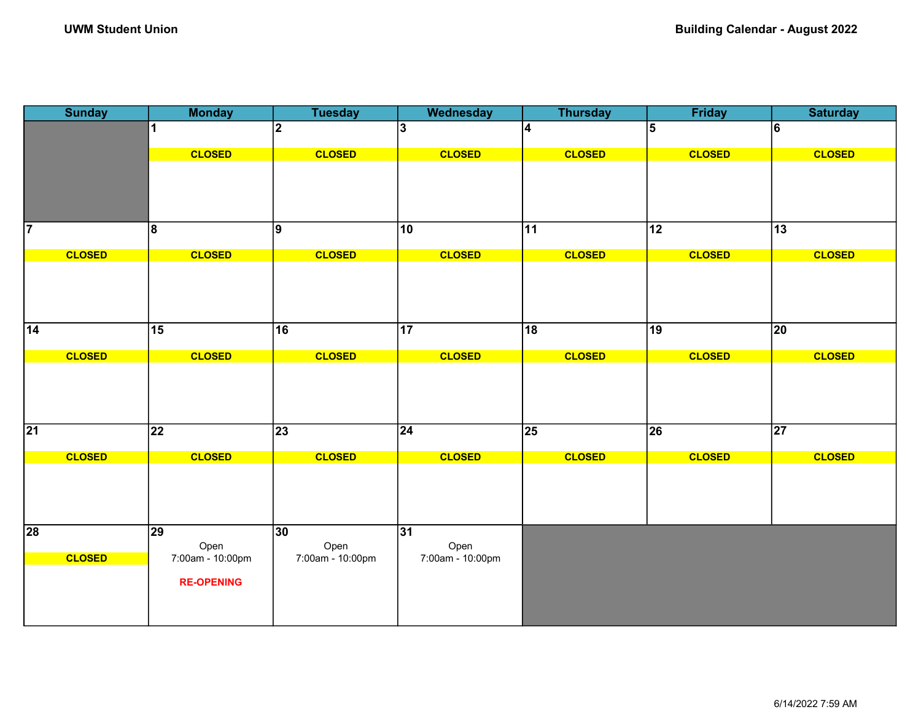**UWM Student Union**

**Building Calendar - August 2022**

| Sunday | Monday | Tuesday | Wednesday | Thursday | Friday | Saturday |
|---|---|---|---|---|---|---|
| | **1** CLOSED | **2** CLOSED | **3** CLOSED | **4** CLOSED | **5** CLOSED | **6** CLOSED |
| **7** CLOSED | **8** CLOSED | **9** CLOSED | **10** CLOSED | **11** CLOSED | **12** CLOSED | **13** CLOSED |
| **14** CLOSED | **15** CLOSED | **16** CLOSED | **17** CLOSED | **18** CLOSED | **19** CLOSED | **20** CLOSED |
| **21** CLOSED | **22** CLOSED | **23** CLOSED | **24** CLOSED | **25** CLOSED | **26** CLOSED | **27** CLOSED |
| **28** CLOSED | **29** Open 7:00am - 10:00pm RE-OPENING | **30** Open 7:00am - 10:00pm | **31** Open 7:00am - 10:00pm | | | |

6/14/2022 7:59 AM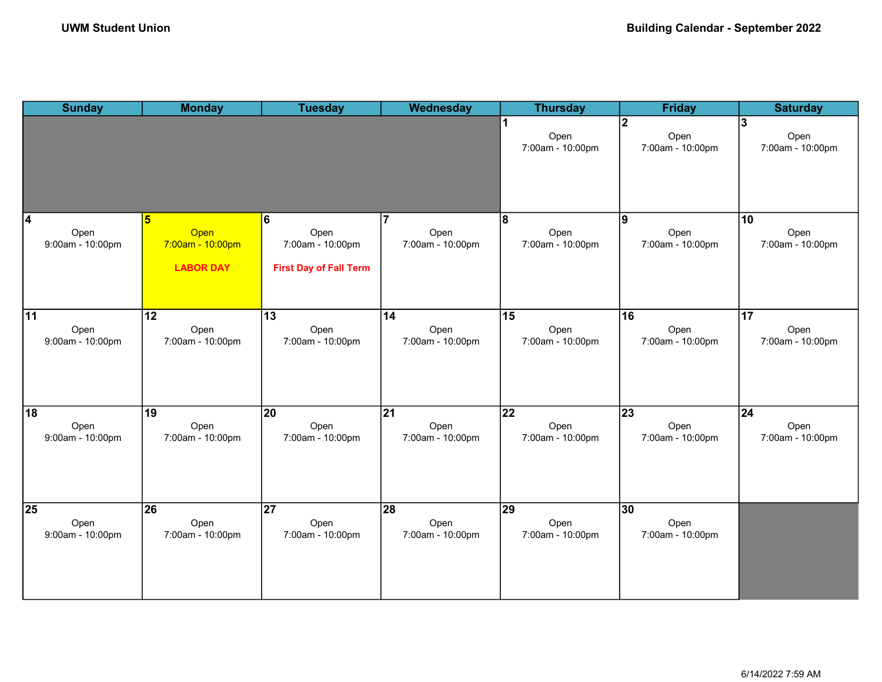UWM Student Union

Building Calendar - September 2022

| Sunday | Monday | Tuesday | Wednesday | Thursday | Friday | Saturday |
|---|---|---|---|---|---|---|
| | | | | 1 Open 7:00am - 10:00pm | 2 Open 7:00am - 10:00pm | 3 Open 7:00am - 10:00pm |
| 4 Open 9:00am - 10:00pm | 5 Open 7:00am - 10:00pm **LABOR DAY** | 6 Open 7:00am - 10:00pm **First Day of Fall Term** | 7 Open 7:00am - 10:00pm | 8 Open 7:00am - 10:00pm | 9 Open 7:00am - 10:00pm | 10 Open 7:00am - 10:00pm |
| 11 Open 9:00am - 10:00pm | 12 Open 7:00am - 10:00pm | 13 Open 7:00am - 10:00pm | 14 Open 7:00am - 10:00pm | 15 Open 7:00am - 10:00pm | 16 Open 7:00am - 10:00pm | 17 Open 7:00am - 10:00pm |
| 18 Open 9:00am - 10:00pm | 19 Open 7:00am - 10:00pm | 20 Open 7:00am - 10:00pm | 21 Open 7:00am - 10:00pm | 22 Open 7:00am - 10:00pm | 23 Open 7:00am - 10:00pm | 24 Open 7:00am - 10:00pm |
| 25 Open 9:00am - 10:00pm | 26 Open 7:00am - 10:00pm | 27 Open 7:00am - 10:00pm | 28 Open 7:00am - 10:00pm | 29 Open 7:00am - 10:00pm | 30 Open 7:00am - 10:00pm | |

6/14/2022 7:59 AM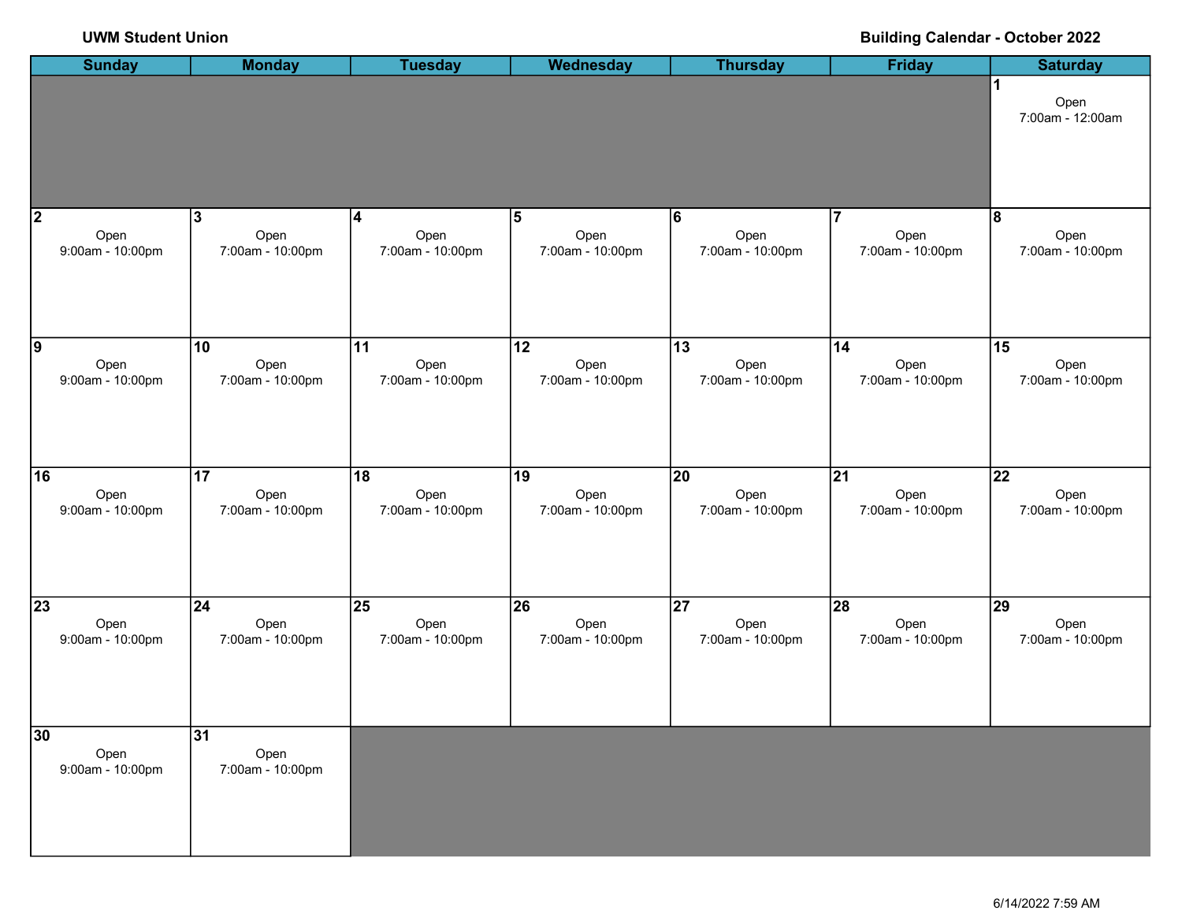**UWM Student Union** 	**Building Calendar - October 2022**

| Sunday | Monday | Tuesday | Wednesday | Thursday | Friday | Saturday |
|---|---|---|---|---|---|---|
| | | | | | | **1** Open 7:00am - 12:00am |
| **2** Open 9:00am - 10:00pm | **3** Open 7:00am - 10:00pm | **4** Open 7:00am - 10:00pm | **5** Open 7:00am - 10:00pm | **6** Open 7:00am - 10:00pm | **7** Open 7:00am - 10:00pm | **8** Open 7:00am - 10:00pm |
| **9** Open 9:00am - 10:00pm | **10** Open 7:00am - 10:00pm | **11** Open 7:00am - 10:00pm | **12** Open 7:00am - 10:00pm | **13** Open 7:00am - 10:00pm | **14** Open 7:00am - 10:00pm | **15** Open 7:00am - 10:00pm |
| **16** Open 9:00am - 10:00pm | **17** Open 7:00am - 10:00pm | **18** Open 7:00am - 10:00pm | **19** Open 7:00am - 10:00pm | **20** Open 7:00am - 10:00pm | **21** Open 7:00am - 10:00pm | **22** Open 7:00am - 10:00pm |
| **23** Open 9:00am - 10:00pm | **24** Open 7:00am - 10:00pm | **25** Open 7:00am - 10:00pm | **26** Open 7:00am - 10:00pm | **27** Open 7:00am - 10:00pm | **28** Open 7:00am - 10:00pm | **29** Open 7:00am - 10:00pm |
| **30** Open 9:00am - 10:00pm | **31** Open 7:00am - 10:00pm | | | | | |

6/14/2022 7:59 AM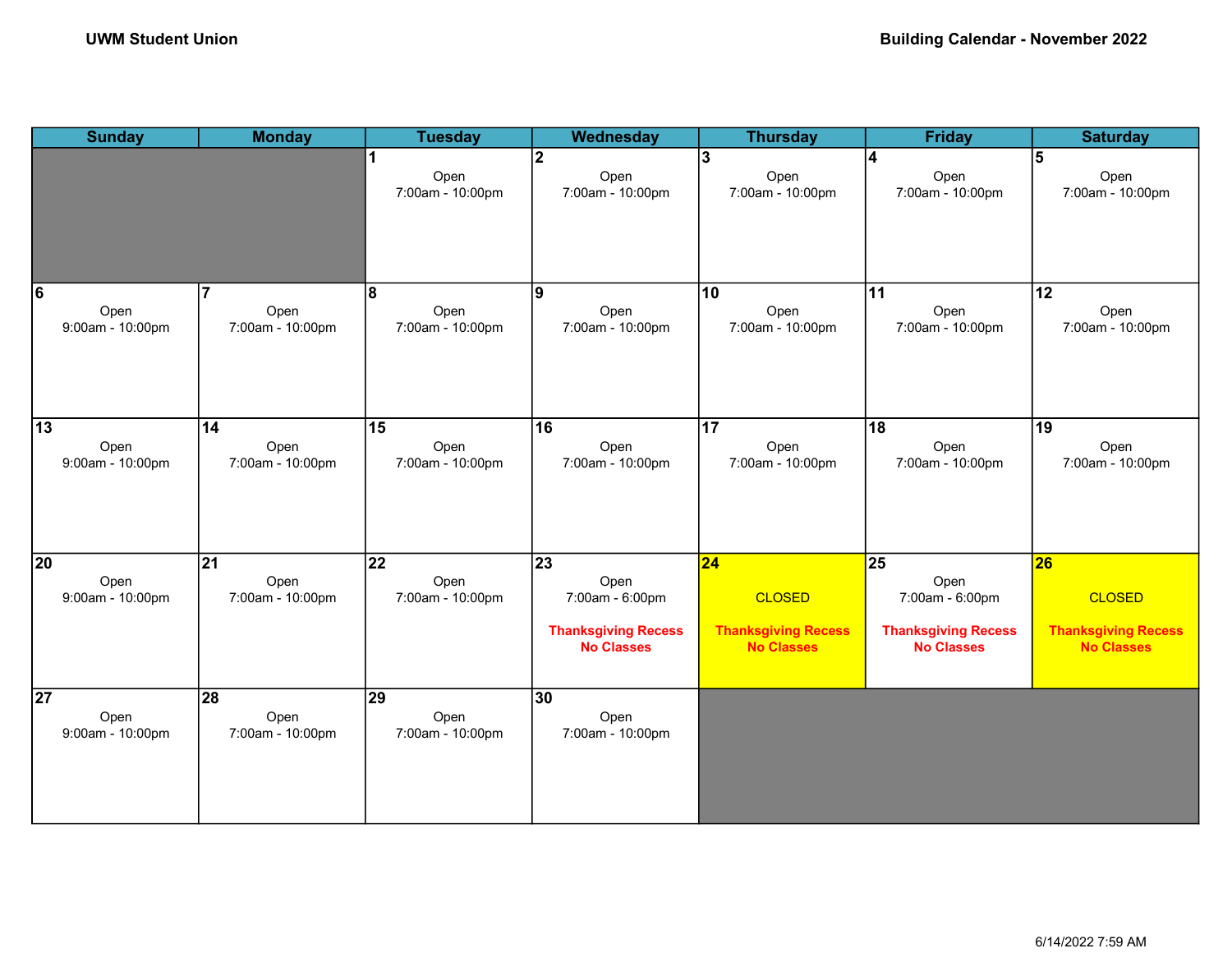**UWM Student Union**

**Building Calendar - November 2022**

| Sunday | Monday | Tuesday | Wednesday | Thursday | Friday | Saturday |
|---|---|---|---|---|---|---|
| | | **1** Open 7:00am - 10:00pm | **2** Open 7:00am - 10:00pm | **3** Open 7:00am - 10:00pm | **4** Open 7:00am - 10:00pm | **5** Open 7:00am - 10:00pm |
| **6** Open 9:00am - 10:00pm | **7** Open 7:00am - 10:00pm | **8** Open 7:00am - 10:00pm | **9** Open 7:00am - 10:00pm | **10** Open 7:00am - 10:00pm | **11** Open 7:00am - 10:00pm | **12** Open 7:00am - 10:00pm |
| **13** Open 9:00am - 10:00pm | **14** Open 7:00am - 10:00pm | **15** Open 7:00am - 10:00pm | **16** Open 7:00am - 10:00pm | **17** Open 7:00am - 10:00pm | **18** Open 7:00am - 10:00pm | **19** Open 7:00am - 10:00pm |
| **20** Open 9:00am - 10:00pm | **21** Open 7:00am - 10:00pm | **22** Open 7:00am - 10:00pm | **23** Open 7:00am - 6:00pm **Thanksgiving Recess No Classes** | **24** CLOSED **Thanksgiving Recess No Classes** | **25** Open 7:00am - 6:00pm **Thanksgiving Recess No Classes** | **26** CLOSED **Thanksgiving Recess No Classes** |
| **27** Open 9:00am - 10:00pm | **28** Open 7:00am - 10:00pm | **29** Open 7:00am - 10:00pm | **30** Open 7:00am - 10:00pm | | | |

6/14/2022 7:59 AM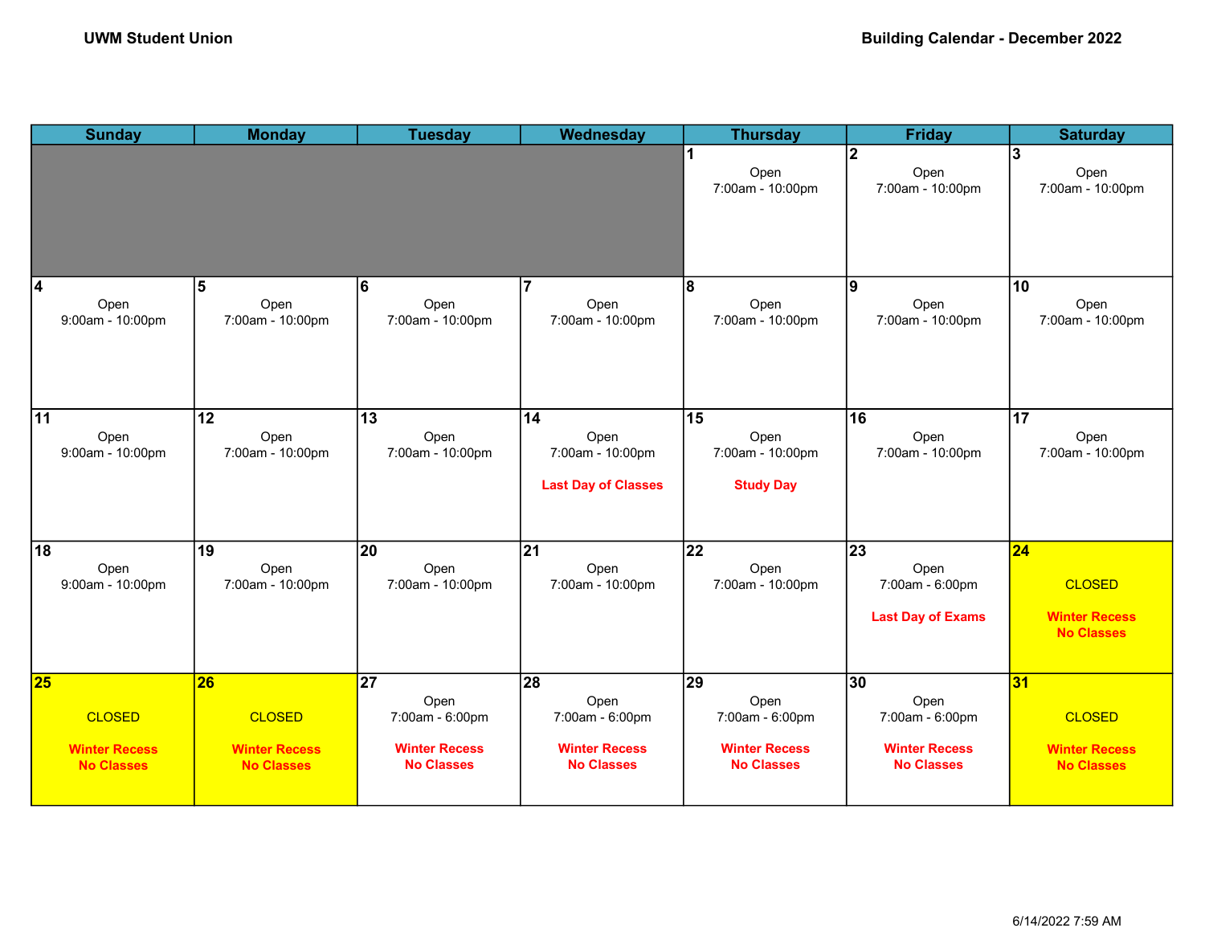UWM Student Union

Building Calendar - December 2022

| Sunday | Monday | Tuesday | Wednesday | Thursday | Friday | Saturday |
|---|---|---|---|---|---|---|
| | | | | 1 Open 7:00am - 10:00pm | 2 Open 7:00am - 10:00pm | 3 Open 7:00am - 10:00pm |
| 4 Open 9:00am - 10:00pm | 5 Open 7:00am - 10:00pm | 6 Open 7:00am - 10:00pm | 7 Open 7:00am - 10:00pm | 8 Open 7:00am - 10:00pm | 9 Open 7:00am - 10:00pm | 10 Open 7:00am - 10:00pm |
| 11 Open 9:00am - 10:00pm | 12 Open 7:00am - 10:00pm | 13 Open 7:00am - 10:00pm | 14 Open 7:00am - 10:00pm **Last Day of Classes** | 15 Open 7:00am - 10:00pm **Study Day** | 16 Open 7:00am - 10:00pm | 17 Open 7:00am - 10:00pm |
| 18 Open 9:00am - 10:00pm | 19 Open 7:00am - 10:00pm | 20 Open 7:00am - 10:00pm | 21 Open 7:00am - 10:00pm | 22 Open 7:00am - 10:00pm | 23 Open 7:00am - 6:00pm **Last Day of Exams** | 24 CLOSED **Winter Recess No Classes** |
| 25 CLOSED **Winter Recess No Classes** | 26 CLOSED **Winter Recess No Classes** | 27 Open 7:00am - 6:00pm **Winter Recess No Classes** | 28 Open 7:00am - 6:00pm **Winter Recess No Classes** | 29 Open 7:00am - 6:00pm **Winter Recess No Classes** | 30 Open 7:00am - 6:00pm **Winter Recess No Classes** | 31 CLOSED **Winter Recess No Classes** |

6/14/2022 7:59 AM